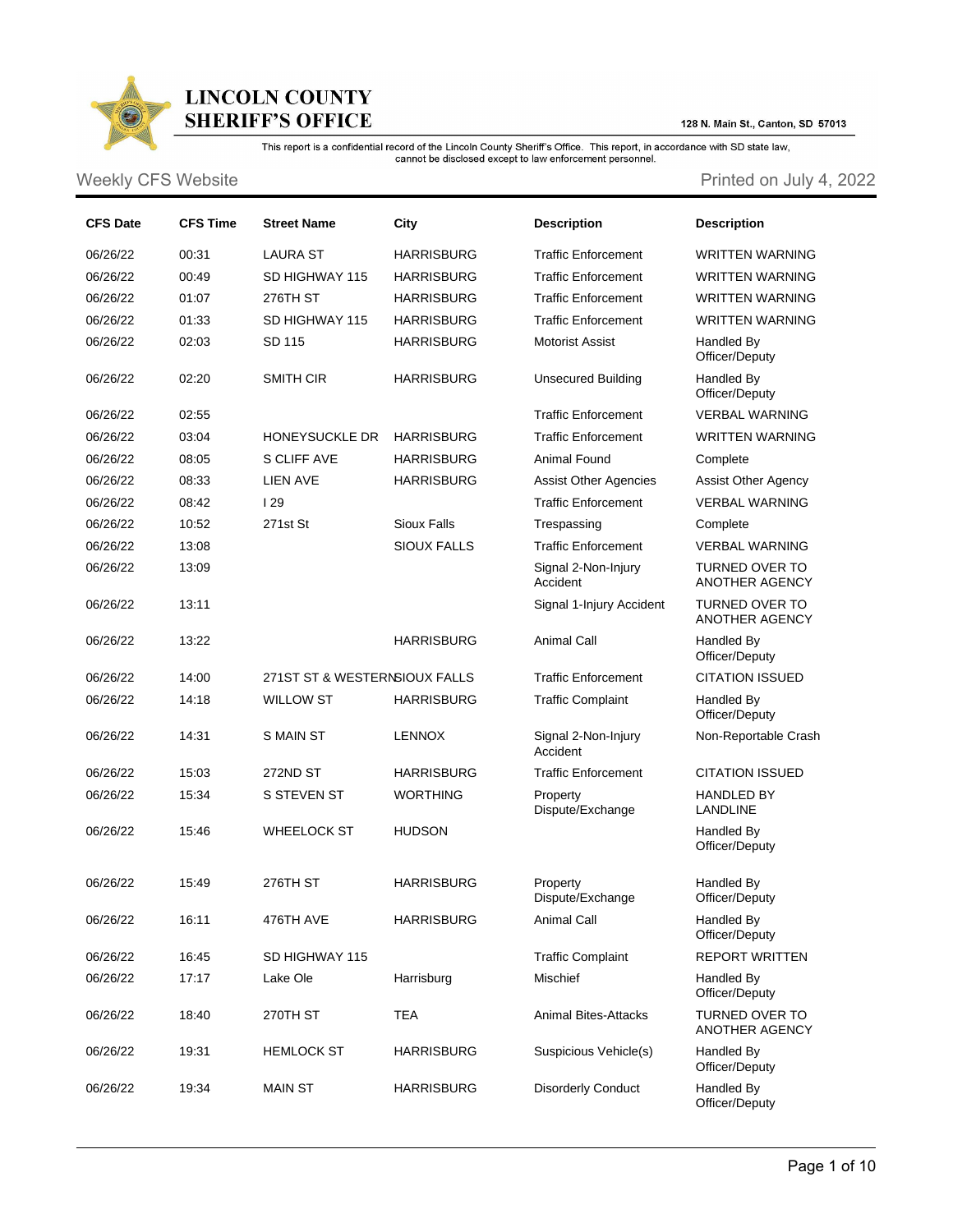# LINCOLN COUNTY SHERIFF'S OFFICE

128 N. Main St., Canton, SD 57013

This report is a confidential record of the Lincoln County Sheriff's Office. This report, in accordance with SD state law, cannot be disclosed except to law enforcement personnel.

Weekly CFS Website

Printed on July 4, 2022

| CFS Date | CFS Time | Street Name | City | Description | Description |
|---|---|---|---|---|---|
| 06/26/22 | 00:31 | LAURA ST | HARRISBURG | Traffic Enforcement | WRITTEN WARNING |
| 06/26/22 | 00:49 | SD HIGHWAY 115 | HARRISBURG | Traffic Enforcement | WRITTEN WARNING |
| 06/26/22 | 01:07 | 276TH ST | HARRISBURG | Traffic Enforcement | WRITTEN WARNING |
| 06/26/22 | 01:33 | SD HIGHWAY 115 | HARRISBURG | Traffic Enforcement | WRITTEN WARNING |
| 06/26/22 | 02:03 | SD 115 | HARRISBURG | Motorist Assist | Handled By Officer/Deputy |
| 06/26/22 | 02:20 | SMITH CIR | HARRISBURG | Unsecured Building | Handled By Officer/Deputy |
| 06/26/22 | 02:55 | | | Traffic Enforcement | VERBAL WARNING |
| 06/26/22 | 03:04 | HONEYSUCKLE DR | HARRISBURG | Traffic Enforcement | WRITTEN WARNING |
| 06/26/22 | 08:05 | S CLIFF AVE | HARRISBURG | Animal Found | Complete |
| 06/26/22 | 08:33 | LIEN AVE | HARRISBURG | Assist Other Agencies | Assist Other Agency |
| 06/26/22 | 08:42 | I 29 | | Traffic Enforcement | VERBAL WARNING |
| 06/26/22 | 10:52 | 271st St | Sioux Falls | Trespassing | Complete |
| 06/26/22 | 13:08 | | SIOUX FALLS | Traffic Enforcement | VERBAL WARNING |
| 06/26/22 | 13:09 | | | Signal 2-Non-Injury Accident | TURNED OVER TO ANOTHER AGENCY |
| 06/26/22 | 13:11 | | | Signal 1-Injury Accident | TURNED OVER TO ANOTHER AGENCY |
| 06/26/22 | 13:22 | | HARRISBURG | Animal Call | Handled By Officer/Deputy |
| 06/26/22 | 14:00 | 271ST ST & WESTERN | SIOUX FALLS | Traffic Enforcement | CITATION ISSUED |
| 06/26/22 | 14:18 | WILLOW ST | HARRISBURG | Traffic Complaint | Handled By Officer/Deputy |
| 06/26/22 | 14:31 | S MAIN ST | LENNOX | Signal 2-Non-Injury Accident | Non-Reportable Crash |
| 06/26/22 | 15:03 | 272ND ST | HARRISBURG | Traffic Enforcement | CITATION ISSUED |
| 06/26/22 | 15:34 | S STEVEN ST | WORTHING | Property Dispute/Exchange | HANDLED BY LANDLINE |
| 06/26/22 | 15:46 | WHEELOCK ST | HUDSON | | Handled By Officer/Deputy |
| 06/26/22 | 15:49 | 276TH ST | HARRISBURG | Property Dispute/Exchange | Handled By Officer/Deputy |
| 06/26/22 | 16:11 | 476TH AVE | HARRISBURG | Animal Call | Handled By Officer/Deputy |
| 06/26/22 | 16:45 | SD HIGHWAY 115 | | Traffic Complaint | REPORT WRITTEN |
| 06/26/22 | 17:17 | Lake Ole | Harrisburg | Mischief | Handled By Officer/Deputy |
| 06/26/22 | 18:40 | 270TH ST | TEA | Animal Bites-Attacks | TURNED OVER TO ANOTHER AGENCY |
| 06/26/22 | 19:31 | HEMLOCK ST | HARRISBURG | Suspicious Vehicle(s) | Handled By Officer/Deputy |
| 06/26/22 | 19:34 | MAIN ST | HARRISBURG | Disorderly Conduct | Handled By Officer/Deputy |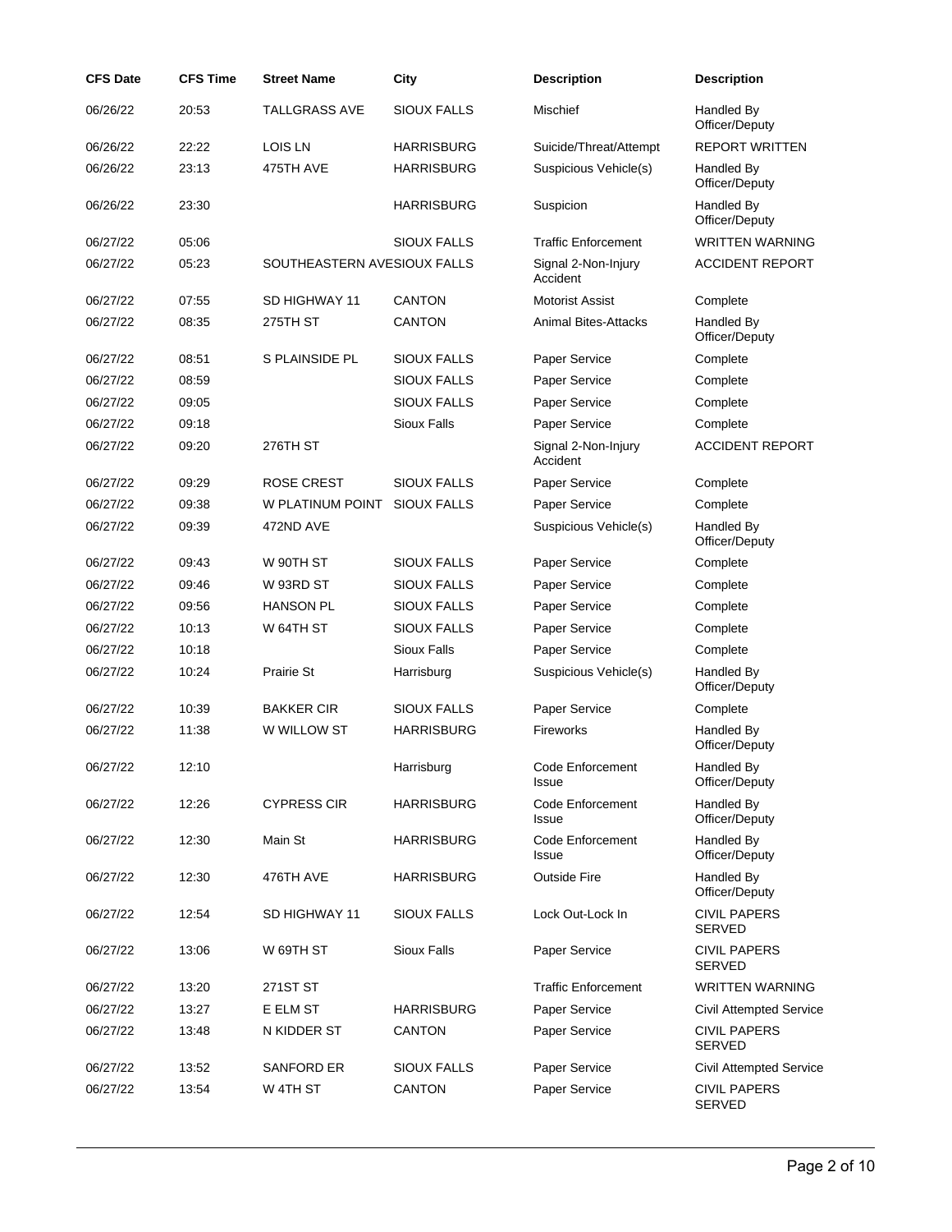| CFS Date | CFS Time | Street Name | City | Description | Description |
|---|---|---|---|---|---|
| 06/26/22 | 20:53 | TALLGRASS AVE | SIOUX FALLS | Mischief | Handled By Officer/Deputy |
| 06/26/22 | 22:22 | LOIS LN | HARRISBURG | Suicide/Threat/Attempt | REPORT WRITTEN |
| 06/26/22 | 23:13 | 475TH AVE | HARRISBURG | Suspicious Vehicle(s) | Handled By Officer/Deputy |
| 06/26/22 | 23:30 | | HARRISBURG | Suspicion | Handled By Officer/Deputy |
| 06/27/22 | 05:06 | | SIOUX FALLS | Traffic Enforcement | WRITTEN WARNING |
| 06/27/22 | 05:23 | SOUTHEASTERN AVE | SIOUX FALLS | Signal 2-Non-Injury Accident | ACCIDENT REPORT |
| 06/27/22 | 07:55 | SD HIGHWAY 11 | CANTON | Motorist Assist | Complete |
| 06/27/22 | 08:35 | 275TH ST | CANTON | Animal Bites-Attacks | Handled By Officer/Deputy |
| 06/27/22 | 08:51 | S PLAINSIDE PL | SIOUX FALLS | Paper Service | Complete |
| 06/27/22 | 08:59 | | SIOUX FALLS | Paper Service | Complete |
| 06/27/22 | 09:05 | | SIOUX FALLS | Paper Service | Complete |
| 06/27/22 | 09:18 | | Sioux Falls | Paper Service | Complete |
| 06/27/22 | 09:20 | 276TH ST | | Signal 2-Non-Injury Accident | ACCIDENT REPORT |
| 06/27/22 | 09:29 | ROSE CREST | SIOUX FALLS | Paper Service | Complete |
| 06/27/22 | 09:38 | W PLATINUM POINT | SIOUX FALLS | Paper Service | Complete |
| 06/27/22 | 09:39 | 472ND AVE | | Suspicious Vehicle(s) | Handled By Officer/Deputy |
| 06/27/22 | 09:43 | W 90TH ST | SIOUX FALLS | Paper Service | Complete |
| 06/27/22 | 09:46 | W 93RD ST | SIOUX FALLS | Paper Service | Complete |
| 06/27/22 | 09:56 | HANSON PL | SIOUX FALLS | Paper Service | Complete |
| 06/27/22 | 10:13 | W 64TH ST | SIOUX FALLS | Paper Service | Complete |
| 06/27/22 | 10:18 | | Sioux Falls | Paper Service | Complete |
| 06/27/22 | 10:24 | Prairie St | Harrisburg | Suspicious Vehicle(s) | Handled By Officer/Deputy |
| 06/27/22 | 10:39 | BAKKER CIR | SIOUX FALLS | Paper Service | Complete |
| 06/27/22 | 11:38 | W WILLOW ST | HARRISBURG | Fireworks | Handled By Officer/Deputy |
| 06/27/22 | 12:10 | | Harrisburg | Code Enforcement Issue | Handled By Officer/Deputy |
| 06/27/22 | 12:26 | CYPRESS CIR | HARRISBURG | Code Enforcement Issue | Handled By Officer/Deputy |
| 06/27/22 | 12:30 | Main St | HARRISBURG | Code Enforcement Issue | Handled By Officer/Deputy |
| 06/27/22 | 12:30 | 476TH AVE | HARRISBURG | Outside Fire | Handled By Officer/Deputy |
| 06/27/22 | 12:54 | SD HIGHWAY 11 | SIOUX FALLS | Lock Out-Lock In | CIVIL PAPERS SERVED |
| 06/27/22 | 13:06 | W 69TH ST | Sioux Falls | Paper Service | CIVIL PAPERS SERVED |
| 06/27/22 | 13:20 | 271ST ST | | Traffic Enforcement | WRITTEN WARNING |
| 06/27/22 | 13:27 | E ELM ST | HARRISBURG | Paper Service | Civil Attempted Service |
| 06/27/22 | 13:48 | N KIDDER ST | CANTON | Paper Service | CIVIL PAPERS SERVED |
| 06/27/22 | 13:52 | SANFORD ER | SIOUX FALLS | Paper Service | Civil Attempted Service |
| 06/27/22 | 13:54 | W 4TH ST | CANTON | Paper Service | CIVIL PAPERS SERVED |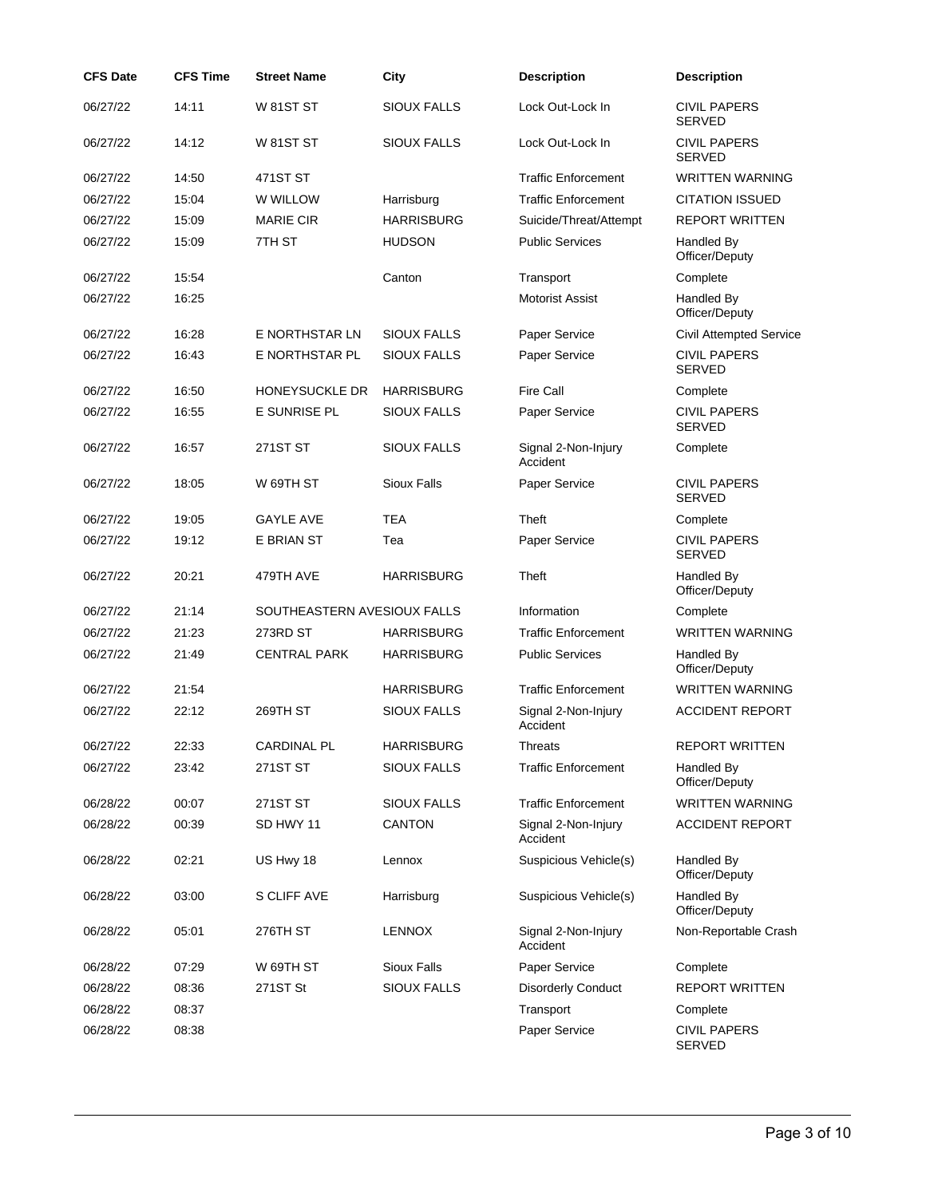| CFS Date | CFS Time | Street Name | City | Description | Description |
|---|---|---|---|---|---|
| 06/27/22 | 14:11 | W 81ST ST | SIOUX FALLS | Lock Out-Lock In | CIVIL PAPERS SERVED |
| 06/27/22 | 14:12 | W 81ST ST | SIOUX FALLS | Lock Out-Lock In | CIVIL PAPERS SERVED |
| 06/27/22 | 14:50 | 471ST ST | | Traffic Enforcement | WRITTEN WARNING |
| 06/27/22 | 15:04 | W WILLOW | Harrisburg | Traffic Enforcement | CITATION ISSUED |
| 06/27/22 | 15:09 | MARIE CIR | HARRISBURG | Suicide/Threat/Attempt | REPORT WRITTEN |
| 06/27/22 | 15:09 | 7TH ST | HUDSON | Public Services | Handled By Officer/Deputy |
| 06/27/22 | 15:54 | | Canton | Transport | Complete |
| 06/27/22 | 16:25 | | | Motorist Assist | Handled By Officer/Deputy |
| 06/27/22 | 16:28 | E NORTHSTAR LN | SIOUX FALLS | Paper Service | Civil Attempted Service |
| 06/27/22 | 16:43 | E NORTHSTAR PL | SIOUX FALLS | Paper Service | CIVIL PAPERS SERVED |
| 06/27/22 | 16:50 | HONEYSUCKLE DR | HARRISBURG | Fire Call | Complete |
| 06/27/22 | 16:55 | E SUNRISE PL | SIOUX FALLS | Paper Service | CIVIL PAPERS SERVED |
| 06/27/22 | 16:57 | 271ST ST | SIOUX FALLS | Signal 2-Non-Injury Accident | Complete |
| 06/27/22 | 18:05 | W 69TH ST | Sioux Falls | Paper Service | CIVIL PAPERS SERVED |
| 06/27/22 | 19:05 | GAYLE AVE | TEA | Theft | Complete |
| 06/27/22 | 19:12 | E BRIAN ST | Tea | Paper Service | CIVIL PAPERS SERVED |
| 06/27/22 | 20:21 | 479TH AVE | HARRISBURG | Theft | Handled By Officer/Deputy |
| 06/27/22 | 21:14 | SOUTHEASTERN AVE | SIOUX FALLS | Information | Complete |
| 06/27/22 | 21:23 | 273RD ST | HARRISBURG | Traffic Enforcement | WRITTEN WARNING |
| 06/27/22 | 21:49 | CENTRAL PARK | HARRISBURG | Public Services | Handled By Officer/Deputy |
| 06/27/22 | 21:54 | | HARRISBURG | Traffic Enforcement | WRITTEN WARNING |
| 06/27/22 | 22:12 | 269TH ST | SIOUX FALLS | Signal 2-Non-Injury Accident | ACCIDENT REPORT |
| 06/27/22 | 22:33 | CARDINAL PL | HARRISBURG | Threats | REPORT WRITTEN |
| 06/27/22 | 23:42 | 271ST ST | SIOUX FALLS | Traffic Enforcement | Handled By Officer/Deputy |
| 06/28/22 | 00:07 | 271ST ST | SIOUX FALLS | Traffic Enforcement | WRITTEN WARNING |
| 06/28/22 | 00:39 | SD HWY 11 | CANTON | Signal 2-Non-Injury Accident | ACCIDENT REPORT |
| 06/28/22 | 02:21 | US Hwy 18 | Lennox | Suspicious Vehicle(s) | Handled By Officer/Deputy |
| 06/28/22 | 03:00 | S CLIFF AVE | Harrisburg | Suspicious Vehicle(s) | Handled By Officer/Deputy |
| 06/28/22 | 05:01 | 276TH ST | LENNOX | Signal 2-Non-Injury Accident | Non-Reportable Crash |
| 06/28/22 | 07:29 | W 69TH ST | Sioux Falls | Paper Service | Complete |
| 06/28/22 | 08:36 | 271ST St | SIOUX FALLS | Disorderly Conduct | REPORT WRITTEN |
| 06/28/22 | 08:37 | | | Transport | Complete |
| 06/28/22 | 08:38 | | | Paper Service | CIVIL PAPERS SERVED |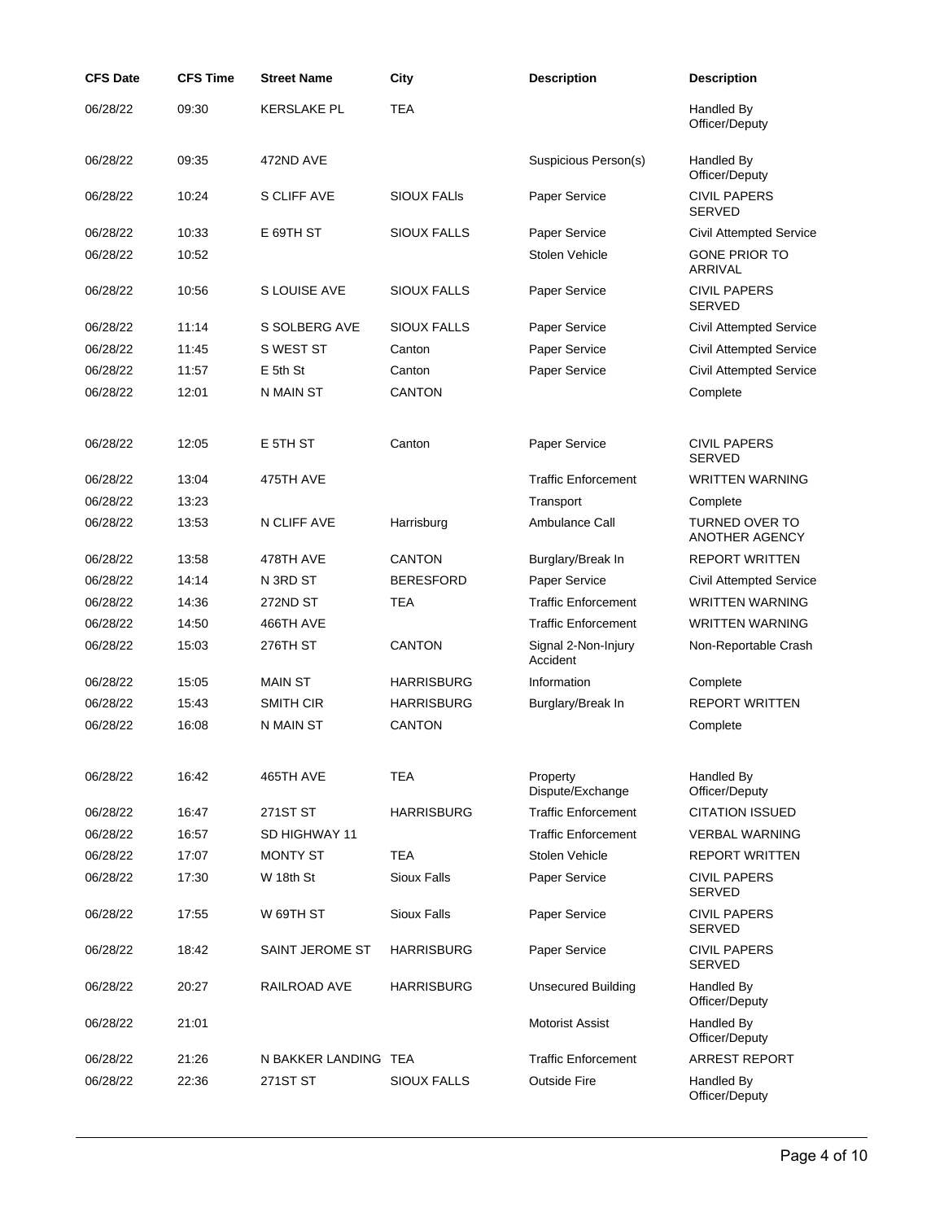| CFS Date | CFS Time | Street Name | City | Description | Description |
|---|---|---|---|---|---|
| 06/28/22 | 09:30 | KERSLAKE PL | TEA | | Handled By Officer/Deputy |
| 06/28/22 | 09:35 | 472ND AVE | | Suspicious Person(s) | Handled By Officer/Deputy |
| 06/28/22 | 10:24 | S CLIFF AVE | SIOUX FALls | Paper Service | CIVIL PAPERS SERVED |
| 06/28/22 | 10:33 | E 69TH ST | SIOUX FALLS | Paper Service | Civil Attempted Service |
| 06/28/22 | 10:52 | | | Stolen Vehicle | GONE PRIOR TO ARRIVAL |
| 06/28/22 | 10:56 | S LOUISE AVE | SIOUX FALLS | Paper Service | CIVIL PAPERS SERVED |
| 06/28/22 | 11:14 | S SOLBERG AVE | SIOUX FALLS | Paper Service | Civil Attempted Service |
| 06/28/22 | 11:45 | S WEST ST | Canton | Paper Service | Civil Attempted Service |
| 06/28/22 | 11:57 | E 5th St | Canton | Paper Service | Civil Attempted Service |
| 06/28/22 | 12:01 | N MAIN ST | CANTON | | Complete |
| 06/28/22 | 12:05 | E 5TH ST | Canton | Paper Service | CIVIL PAPERS SERVED |
| 06/28/22 | 13:04 | 475TH AVE | | Traffic Enforcement | WRITTEN WARNING |
| 06/28/22 | 13:23 | | | Transport | Complete |
| 06/28/22 | 13:53 | N CLIFF AVE | Harrisburg | Ambulance Call | TURNED OVER TO ANOTHER AGENCY |
| 06/28/22 | 13:58 | 478TH AVE | CANTON | Burglary/Break In | REPORT WRITTEN |
| 06/28/22 | 14:14 | N 3RD ST | BERESFORD | Paper Service | Civil Attempted Service |
| 06/28/22 | 14:36 | 272ND ST | TEA | Traffic Enforcement | WRITTEN WARNING |
| 06/28/22 | 14:50 | 466TH AVE | | Traffic Enforcement | WRITTEN WARNING |
| 06/28/22 | 15:03 | 276TH ST | CANTON | Signal 2-Non-Injury Accident | Non-Reportable Crash |
| 06/28/22 | 15:05 | MAIN ST | HARRISBURG | Information | Complete |
| 06/28/22 | 15:43 | SMITH CIR | HARRISBURG | Burglary/Break In | REPORT WRITTEN |
| 06/28/22 | 16:08 | N MAIN ST | CANTON | | Complete |
| 06/28/22 | 16:42 | 465TH AVE | TEA | Property Dispute/Exchange | Handled By Officer/Deputy |
| 06/28/22 | 16:47 | 271ST ST | HARRISBURG | Traffic Enforcement | CITATION ISSUED |
| 06/28/22 | 16:57 | SD HIGHWAY 11 | | Traffic Enforcement | VERBAL WARNING |
| 06/28/22 | 17:07 | MONTY ST | TEA | Stolen Vehicle | REPORT WRITTEN |
| 06/28/22 | 17:30 | W 18th St | Sioux Falls | Paper Service | CIVIL PAPERS SERVED |
| 06/28/22 | 17:55 | W 69TH ST | Sioux Falls | Paper Service | CIVIL PAPERS SERVED |
| 06/28/22 | 18:42 | SAINT JEROME ST | HARRISBURG | Paper Service | CIVIL PAPERS SERVED |
| 06/28/22 | 20:27 | RAILROAD AVE | HARRISBURG | Unsecured Building | Handled By Officer/Deputy |
| 06/28/22 | 21:01 | | | Motorist Assist | Handled By Officer/Deputy |
| 06/28/22 | 21:26 | N BAKKER LANDING | TEA | Traffic Enforcement | ARREST REPORT |
| 06/28/22 | 22:36 | 271ST ST | SIOUX FALLS | Outside Fire | Handled By Officer/Deputy |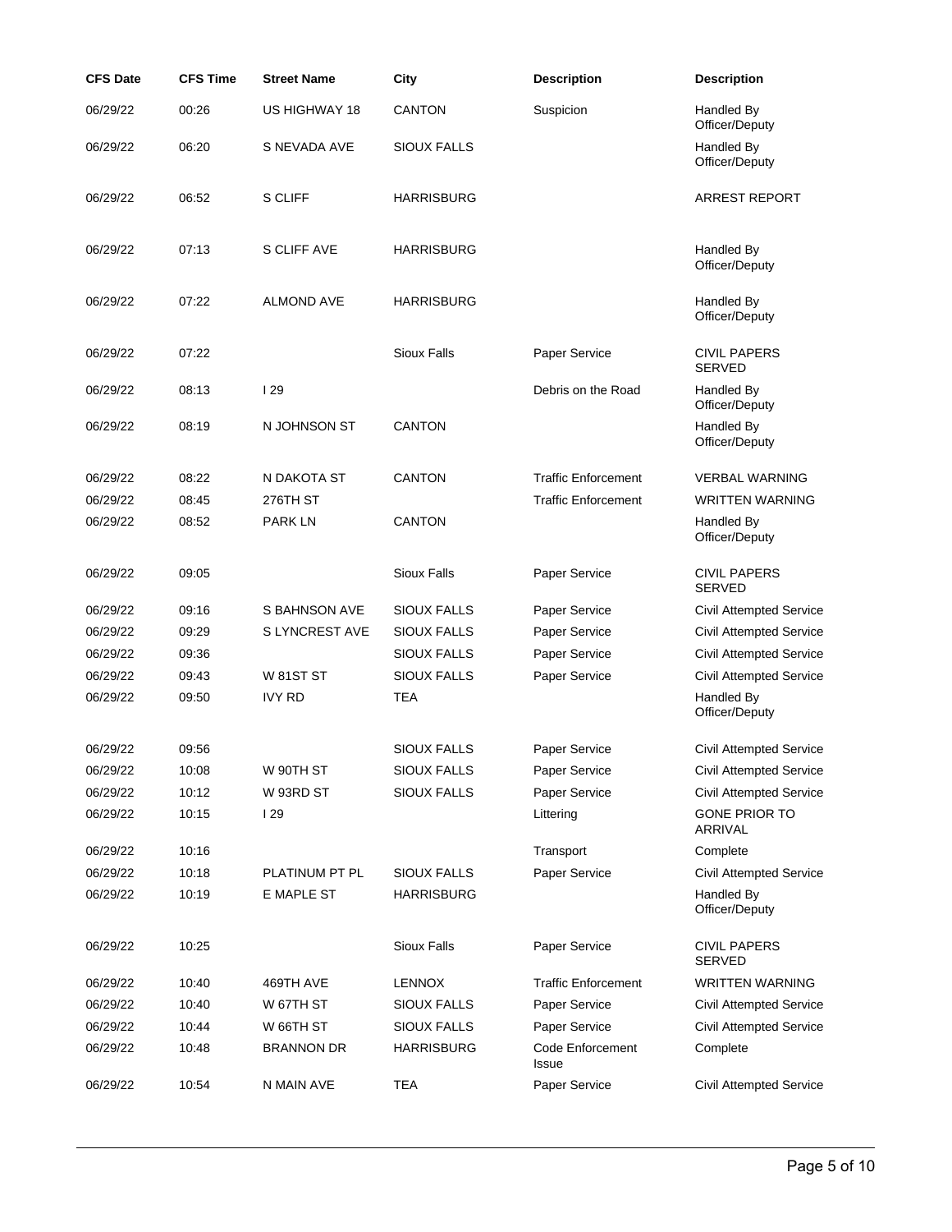| CFS Date | CFS Time | Street Name | City | Description | Description |
|---|---|---|---|---|---|
| 06/29/22 | 00:26 | US HIGHWAY 18 | CANTON | Suspicion | Handled By Officer/Deputy |
| 06/29/22 | 06:20 | S NEVADA AVE | SIOUX FALLS | | Handled By Officer/Deputy |
| 06/29/22 | 06:52 | S CLIFF | HARRISBURG | | ARREST REPORT |
| 06/29/22 | 07:13 | S CLIFF AVE | HARRISBURG | | Handled By Officer/Deputy |
| 06/29/22 | 07:22 | ALMOND AVE | HARRISBURG | | Handled By Officer/Deputy |
| 06/29/22 | 07:22 | | Sioux Falls | Paper Service | CIVIL PAPERS SERVED |
| 06/29/22 | 08:13 | I 29 | | Debris on the Road | Handled By Officer/Deputy |
| 06/29/22 | 08:19 | N JOHNSON ST | CANTON | | Handled By Officer/Deputy |
| 06/29/22 | 08:22 | N DAKOTA ST | CANTON | Traffic Enforcement | VERBAL WARNING |
| 06/29/22 | 08:45 | 276TH ST | | Traffic Enforcement | WRITTEN WARNING |
| 06/29/22 | 08:52 | PARK LN | CANTON | | Handled By Officer/Deputy |
| 06/29/22 | 09:05 | | Sioux Falls | Paper Service | CIVIL PAPERS SERVED |
| 06/29/22 | 09:16 | S BAHNSON AVE | SIOUX FALLS | Paper Service | Civil Attempted Service |
| 06/29/22 | 09:29 | S LYNCREST AVE | SIOUX FALLS | Paper Service | Civil Attempted Service |
| 06/29/22 | 09:36 | | SIOUX FALLS | Paper Service | Civil Attempted Service |
| 06/29/22 | 09:43 | W 81ST ST | SIOUX FALLS | Paper Service | Civil Attempted Service |
| 06/29/22 | 09:50 | IVY RD | TEA | | Handled By Officer/Deputy |
| 06/29/22 | 09:56 | | SIOUX FALLS | Paper Service | Civil Attempted Service |
| 06/29/22 | 10:08 | W 90TH ST | SIOUX FALLS | Paper Service | Civil Attempted Service |
| 06/29/22 | 10:12 | W 93RD ST | SIOUX FALLS | Paper Service | Civil Attempted Service |
| 06/29/22 | 10:15 | I 29 | | Littering | GONE PRIOR TO ARRIVAL |
| 06/29/22 | 10:16 | | | Transport | Complete |
| 06/29/22 | 10:18 | PLATINUM PT PL | SIOUX FALLS | Paper Service | Civil Attempted Service |
| 06/29/22 | 10:19 | E MAPLE ST | HARRISBURG | | Handled By Officer/Deputy |
| 06/29/22 | 10:25 | | Sioux Falls | Paper Service | CIVIL PAPERS SERVED |
| 06/29/22 | 10:40 | 469TH AVE | LENNOX | Traffic Enforcement | WRITTEN WARNING |
| 06/29/22 | 10:40 | W 67TH ST | SIOUX FALLS | Paper Service | Civil Attempted Service |
| 06/29/22 | 10:44 | W 66TH ST | SIOUX FALLS | Paper Service | Civil Attempted Service |
| 06/29/22 | 10:48 | BRANNON DR | HARRISBURG | Code Enforcement Issue | Complete |
| 06/29/22 | 10:54 | N MAIN AVE | TEA | Paper Service | Civil Attempted Service |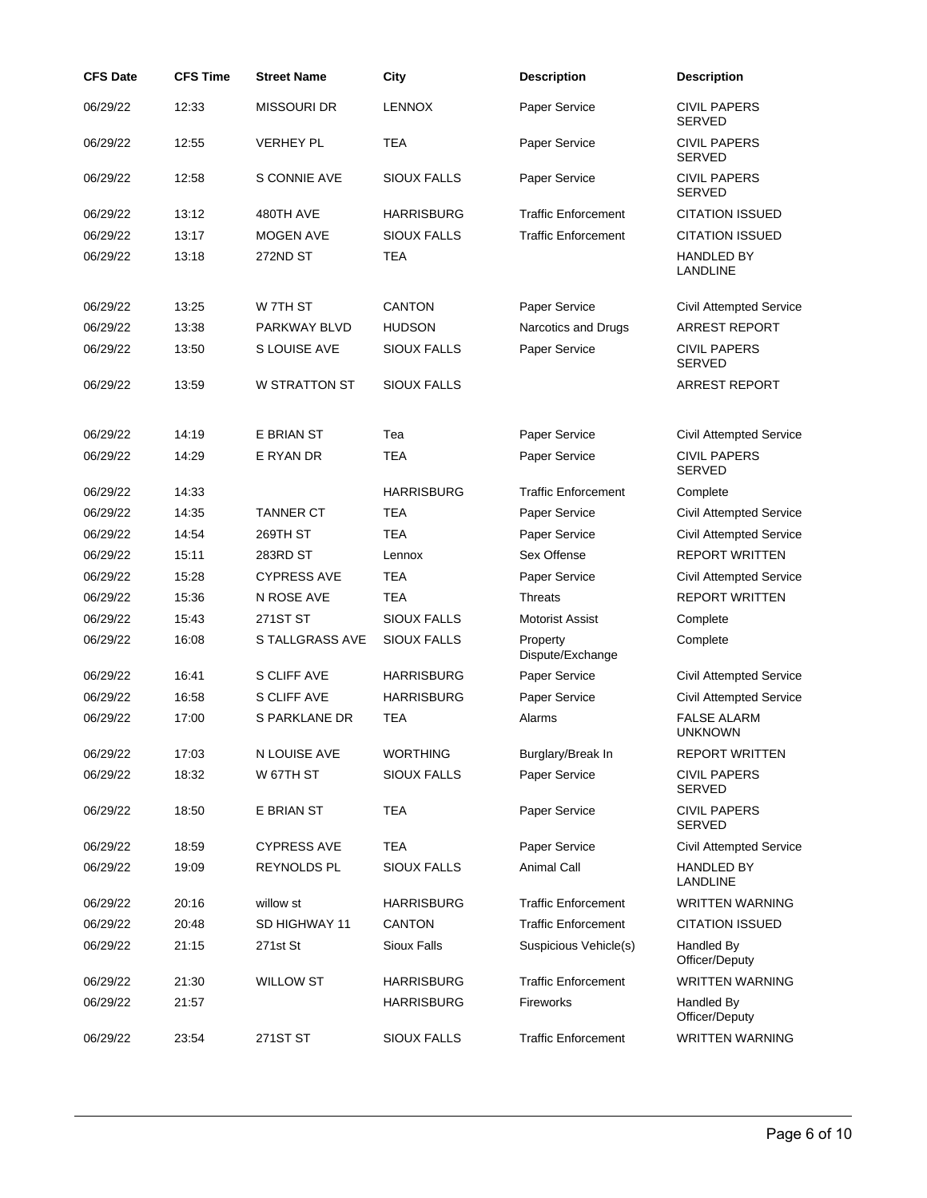| CFS Date | CFS Time | Street Name | City | Description | Description |
|---|---|---|---|---|---|
| 06/29/22 | 12:33 | MISSOURI DR | LENNOX | Paper Service | CIVIL PAPERS SERVED |
| 06/29/22 | 12:55 | VERHEY PL | TEA | Paper Service | CIVIL PAPERS SERVED |
| 06/29/22 | 12:58 | S CONNIE AVE | SIOUX FALLS | Paper Service | CIVIL PAPERS SERVED |
| 06/29/22 | 13:12 | 480TH AVE | HARRISBURG | Traffic Enforcement | CITATION ISSUED |
| 06/29/22 | 13:17 | MOGEN AVE | SIOUX FALLS | Traffic Enforcement | CITATION ISSUED |
| 06/29/22 | 13:18 | 272ND ST | TEA | | HANDLED BY LANDLINE |
| 06/29/22 | 13:25 | W 7TH ST | CANTON | Paper Service | Civil Attempted Service |
| 06/29/22 | 13:38 | PARKWAY BLVD | HUDSON | Narcotics and Drugs | ARREST REPORT |
| 06/29/22 | 13:50 | S LOUISE AVE | SIOUX FALLS | Paper Service | CIVIL PAPERS SERVED |
| 06/29/22 | 13:59 | W STRATTON ST | SIOUX FALLS | | ARREST REPORT |
| 06/29/22 | 14:19 | E BRIAN ST | Tea | Paper Service | Civil Attempted Service |
| 06/29/22 | 14:29 | E RYAN DR | TEA | Paper Service | CIVIL PAPERS SERVED |
| 06/29/22 | 14:33 | | HARRISBURG | Traffic Enforcement | Complete |
| 06/29/22 | 14:35 | TANNER CT | TEA | Paper Service | Civil Attempted Service |
| 06/29/22 | 14:54 | 269TH ST | TEA | Paper Service | Civil Attempted Service |
| 06/29/22 | 15:11 | 283RD ST | Lennox | Sex Offense | REPORT WRITTEN |
| 06/29/22 | 15:28 | CYPRESS AVE | TEA | Paper Service | Civil Attempted Service |
| 06/29/22 | 15:36 | N ROSE AVE | TEA | Threats | REPORT WRITTEN |
| 06/29/22 | 15:43 | 271ST ST | SIOUX FALLS | Motorist Assist | Complete |
| 06/29/22 | 16:08 | S TALLGRASS AVE | SIOUX FALLS | Property Dispute/Exchange | Complete |
| 06/29/22 | 16:41 | S CLIFF AVE | HARRISBURG | Paper Service | Civil Attempted Service |
| 06/29/22 | 16:58 | S CLIFF AVE | HARRISBURG | Paper Service | Civil Attempted Service |
| 06/29/22 | 17:00 | S PARKLANE DR | TEA | Alarms | FALSE ALARM UNKNOWN |
| 06/29/22 | 17:03 | N LOUISE AVE | WORTHING | Burglary/Break In | REPORT WRITTEN |
| 06/29/22 | 18:32 | W 67TH ST | SIOUX FALLS | Paper Service | CIVIL PAPERS SERVED |
| 06/29/22 | 18:50 | E BRIAN ST | TEA | Paper Service | CIVIL PAPERS SERVED |
| 06/29/22 | 18:59 | CYPRESS AVE | TEA | Paper Service | Civil Attempted Service |
| 06/29/22 | 19:09 | REYNOLDS PL | SIOUX FALLS | Animal Call | HANDLED BY LANDLINE |
| 06/29/22 | 20:16 | willow st | HARRISBURG | Traffic Enforcement | WRITTEN WARNING |
| 06/29/22 | 20:48 | SD HIGHWAY 11 | CANTON | Traffic Enforcement | CITATION ISSUED |
| 06/29/22 | 21:15 | 271st St | Sioux Falls | Suspicious Vehicle(s) | Handled By Officer/Deputy |
| 06/29/22 | 21:30 | WILLOW ST | HARRISBURG | Traffic Enforcement | WRITTEN WARNING |
| 06/29/22 | 21:57 | | HARRISBURG | Fireworks | Handled By Officer/Deputy |
| 06/29/22 | 23:54 | 271ST ST | SIOUX FALLS | Traffic Enforcement | WRITTEN WARNING |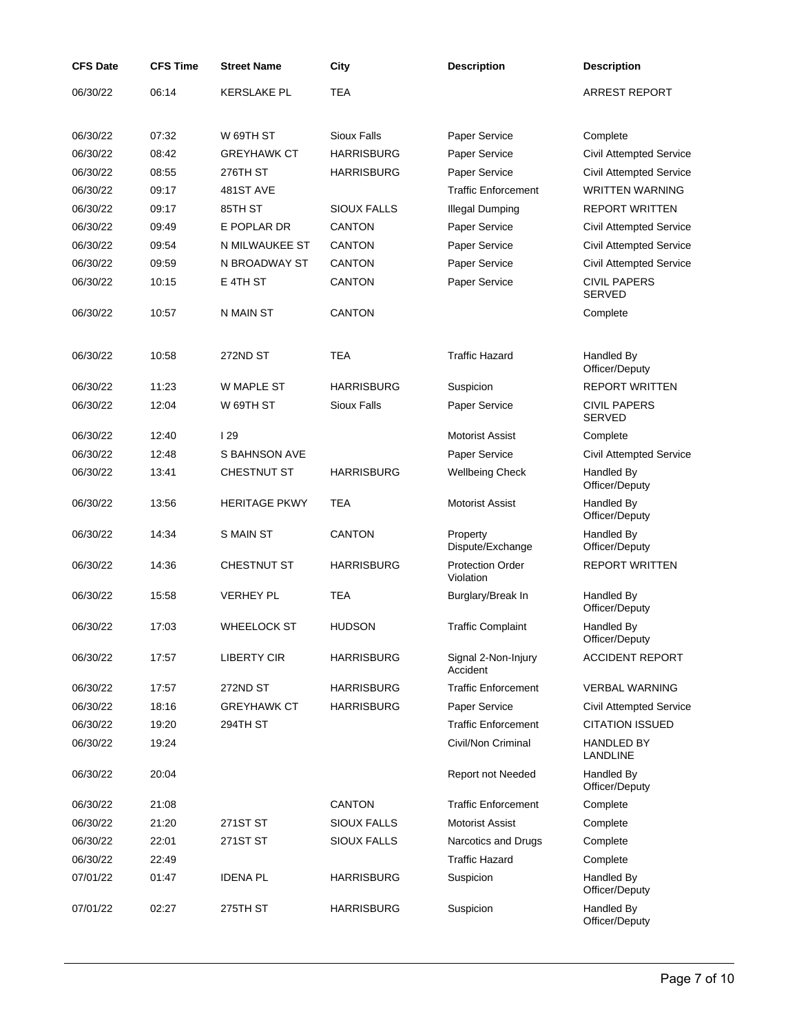| CFS Date | CFS Time | Street Name | City | Description | Description |
|---|---|---|---|---|---|
| 06/30/22 | 06:14 | KERSLAKE PL | TEA | | ARREST REPORT |
| 06/30/22 | 07:32 | W 69TH ST | Sioux Falls | Paper Service | Complete |
| 06/30/22 | 08:42 | GREYHAWK CT | HARRISBURG | Paper Service | Civil Attempted Service |
| 06/30/22 | 08:55 | 276TH ST | HARRISBURG | Paper Service | Civil Attempted Service |
| 06/30/22 | 09:17 | 481ST AVE | | Traffic Enforcement | WRITTEN WARNING |
| 06/30/22 | 09:17 | 85TH ST | SIOUX FALLS | Illegal Dumping | REPORT WRITTEN |
| 06/30/22 | 09:49 | E POPLAR DR | CANTON | Paper Service | Civil Attempted Service |
| 06/30/22 | 09:54 | N MILWAUKEE ST | CANTON | Paper Service | Civil Attempted Service |
| 06/30/22 | 09:59 | N BROADWAY ST | CANTON | Paper Service | Civil Attempted Service |
| 06/30/22 | 10:15 | E 4TH ST | CANTON | Paper Service | CIVIL PAPERS SERVED |
| 06/30/22 | 10:57 | N MAIN ST | CANTON | | Complete |
| 06/30/22 | 10:58 | 272ND ST | TEA | Traffic Hazard | Handled By Officer/Deputy |
| 06/30/22 | 11:23 | W MAPLE ST | HARRISBURG | Suspicion | REPORT WRITTEN |
| 06/30/22 | 12:04 | W 69TH ST | Sioux Falls | Paper Service | CIVIL PAPERS SERVED |
| 06/30/22 | 12:40 | I 29 | | Motorist Assist | Complete |
| 06/30/22 | 12:48 | S BAHNSON AVE | | Paper Service | Civil Attempted Service |
| 06/30/22 | 13:41 | CHESTNUT ST | HARRISBURG | Wellbeing Check | Handled By Officer/Deputy |
| 06/30/22 | 13:56 | HERITAGE PKWY | TEA | Motorist Assist | Handled By Officer/Deputy |
| 06/30/22 | 14:34 | S MAIN ST | CANTON | Property Dispute/Exchange | Handled By Officer/Deputy |
| 06/30/22 | 14:36 | CHESTNUT ST | HARRISBURG | Protection Order Violation | REPORT WRITTEN |
| 06/30/22 | 15:58 | VERHEY PL | TEA | Burglary/Break In | Handled By Officer/Deputy |
| 06/30/22 | 17:03 | WHEELOCK ST | HUDSON | Traffic Complaint | Handled By Officer/Deputy |
| 06/30/22 | 17:57 | LIBERTY CIR | HARRISBURG | Signal 2-Non-Injury Accident | ACCIDENT REPORT |
| 06/30/22 | 17:57 | 272ND ST | HARRISBURG | Traffic Enforcement | VERBAL WARNING |
| 06/30/22 | 18:16 | GREYHAWK CT | HARRISBURG | Paper Service | Civil Attempted Service |
| 06/30/22 | 19:20 | 294TH ST | | Traffic Enforcement | CITATION ISSUED |
| 06/30/22 | 19:24 | | | Civil/Non Criminal | HANDLED BY LANDLINE |
| 06/30/22 | 20:04 | | | Report not Needed | Handled By Officer/Deputy |
| 06/30/22 | 21:08 | | CANTON | Traffic Enforcement | Complete |
| 06/30/22 | 21:20 | 271ST ST | SIOUX FALLS | Motorist Assist | Complete |
| 06/30/22 | 22:01 | 271ST ST | SIOUX FALLS | Narcotics and Drugs | Complete |
| 06/30/22 | 22:49 | | | Traffic Hazard | Complete |
| 07/01/22 | 01:47 | IDENA PL | HARRISBURG | Suspicion | Handled By Officer/Deputy |
| 07/01/22 | 02:27 | 275TH ST | HARRISBURG | Suspicion | Handled By Officer/Deputy |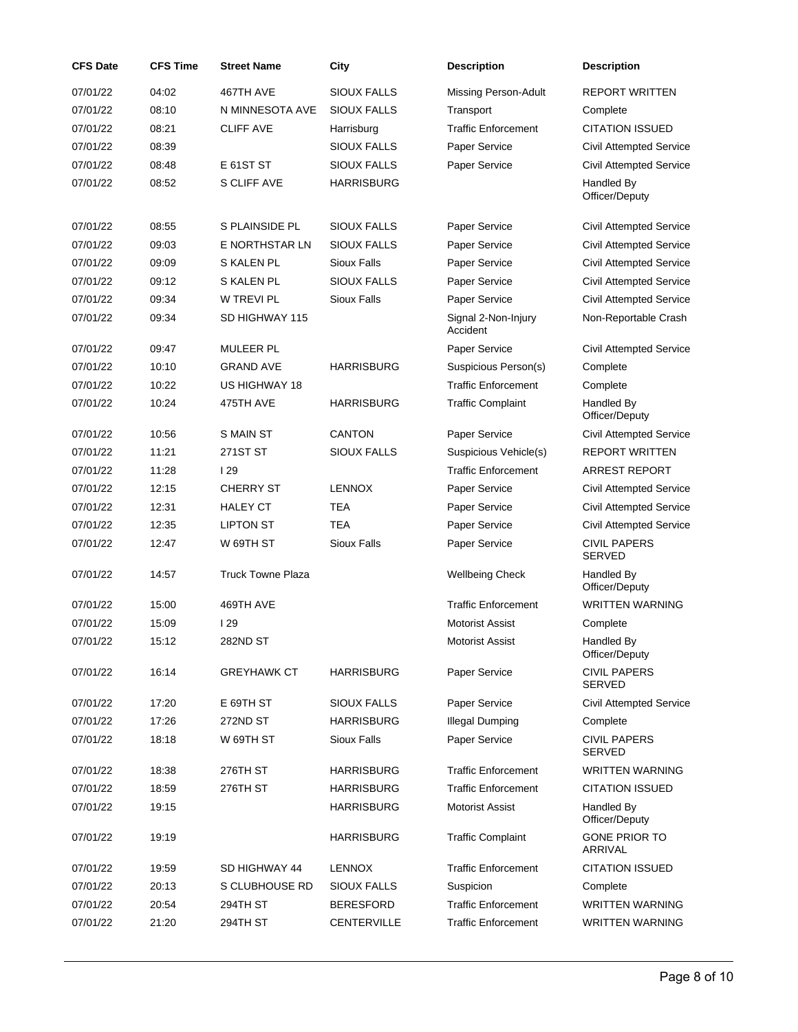| CFS Date | CFS Time | Street Name | City | Description | Description |
|---|---|---|---|---|---|
| 07/01/22 | 04:02 | 467TH AVE | SIOUX FALLS | Missing Person-Adult | REPORT WRITTEN |
| 07/01/22 | 08:10 | N MINNESOTA AVE | SIOUX FALLS | Transport | Complete |
| 07/01/22 | 08:21 | CLIFF AVE | Harrisburg | Traffic Enforcement | CITATION ISSUED |
| 07/01/22 | 08:39 | | SIOUX FALLS | Paper Service | Civil Attempted Service |
| 07/01/22 | 08:48 | E 61ST ST | SIOUX FALLS | Paper Service | Civil Attempted Service |
| 07/01/22 | 08:52 | S CLIFF AVE | HARRISBURG | | Handled By Officer/Deputy |
| 07/01/22 | 08:55 | S PLAINSIDE PL | SIOUX FALLS | Paper Service | Civil Attempted Service |
| 07/01/22 | 09:03 | E NORTHSTAR LN | SIOUX FALLS | Paper Service | Civil Attempted Service |
| 07/01/22 | 09:09 | S KALEN PL | Sioux Falls | Paper Service | Civil Attempted Service |
| 07/01/22 | 09:12 | S KALEN PL | SIOUX FALLS | Paper Service | Civil Attempted Service |
| 07/01/22 | 09:34 | W TREVI PL | Sioux Falls | Paper Service | Civil Attempted Service |
| 07/01/22 | 09:34 | SD HIGHWAY 115 | | Signal 2-Non-Injury Accident | Non-Reportable Crash |
| 07/01/22 | 09:47 | MULEER PL | | Paper Service | Civil Attempted Service |
| 07/01/22 | 10:10 | GRAND AVE | HARRISBURG | Suspicious Person(s) | Complete |
| 07/01/22 | 10:22 | US HIGHWAY 18 | | Traffic Enforcement | Complete |
| 07/01/22 | 10:24 | 475TH AVE | HARRISBURG | Traffic Complaint | Handled By Officer/Deputy |
| 07/01/22 | 10:56 | S MAIN ST | CANTON | Paper Service | Civil Attempted Service |
| 07/01/22 | 11:21 | 271ST ST | SIOUX FALLS | Suspicious Vehicle(s) | REPORT WRITTEN |
| 07/01/22 | 11:28 | I 29 | | Traffic Enforcement | ARREST REPORT |
| 07/01/22 | 12:15 | CHERRY ST | LENNOX | Paper Service | Civil Attempted Service |
| 07/01/22 | 12:31 | HALEY CT | TEA | Paper Service | Civil Attempted Service |
| 07/01/22 | 12:35 | LIPTON ST | TEA | Paper Service | Civil Attempted Service |
| 07/01/22 | 12:47 | W 69TH ST | Sioux Falls | Paper Service | CIVIL PAPERS SERVED |
| 07/01/22 | 14:57 | Truck Towne Plaza | | Wellbeing Check | Handled By Officer/Deputy |
| 07/01/22 | 15:00 | 469TH AVE | | Traffic Enforcement | WRITTEN WARNING |
| 07/01/22 | 15:09 | I 29 | | Motorist Assist | Complete |
| 07/01/22 | 15:12 | 282ND ST | | Motorist Assist | Handled By Officer/Deputy |
| 07/01/22 | 16:14 | GREYHAWK CT | HARRISBURG | Paper Service | CIVIL PAPERS SERVED |
| 07/01/22 | 17:20 | E 69TH ST | SIOUX FALLS | Paper Service | Civil Attempted Service |
| 07/01/22 | 17:26 | 272ND ST | HARRISBURG | Illegal Dumping | Complete |
| 07/01/22 | 18:18 | W 69TH ST | Sioux Falls | Paper Service | CIVIL PAPERS SERVED |
| 07/01/22 | 18:38 | 276TH ST | HARRISBURG | Traffic Enforcement | WRITTEN WARNING |
| 07/01/22 | 18:59 | 276TH ST | HARRISBURG | Traffic Enforcement | CITATION ISSUED |
| 07/01/22 | 19:15 | | HARRISBURG | Motorist Assist | Handled By Officer/Deputy |
| 07/01/22 | 19:19 | | HARRISBURG | Traffic Complaint | GONE PRIOR TO ARRIVAL |
| 07/01/22 | 19:59 | SD HIGHWAY 44 | LENNOX | Traffic Enforcement | CITATION ISSUED |
| 07/01/22 | 20:13 | S CLUBHOUSE RD | SIOUX FALLS | Suspicion | Complete |
| 07/01/22 | 20:54 | 294TH ST | BERESFORD | Traffic Enforcement | WRITTEN WARNING |
| 07/01/22 | 21:20 | 294TH ST | CENTERVILLE | Traffic Enforcement | WRITTEN WARNING |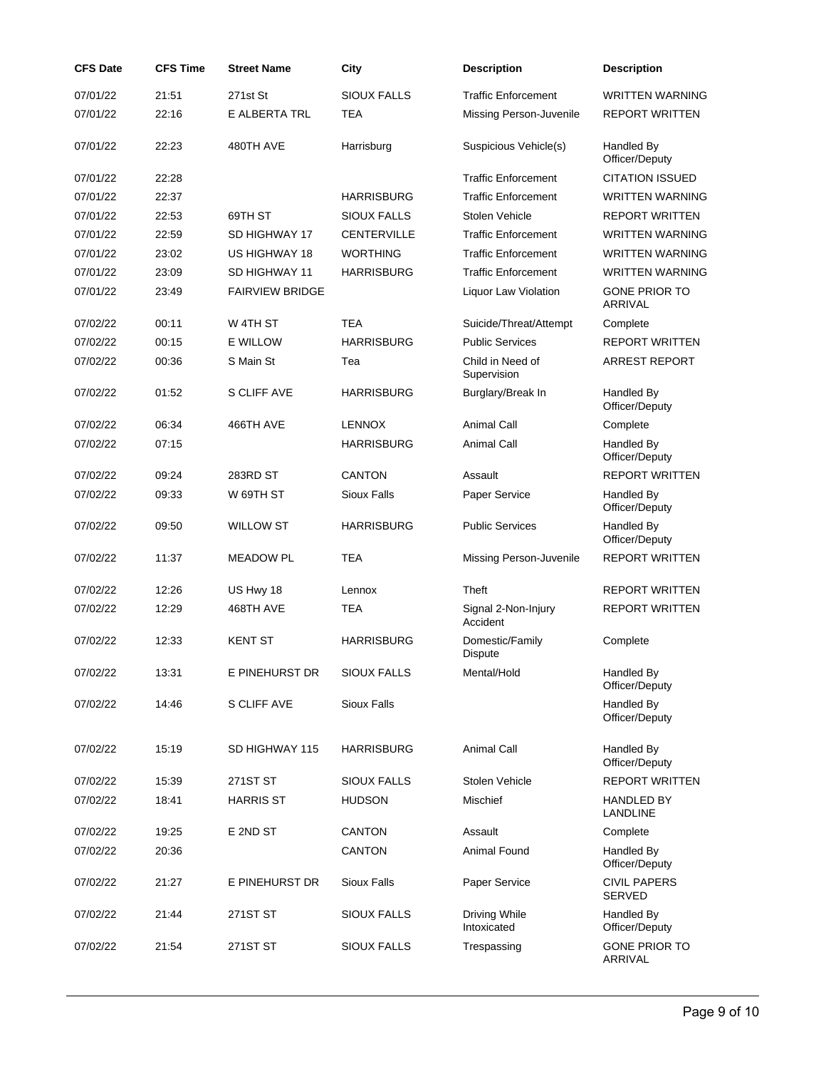| CFS Date | CFS Time | Street Name | City | Description | Description |
|---|---|---|---|---|---|
| 07/01/22 | 21:51 | 271st St | SIOUX FALLS | Traffic Enforcement | WRITTEN WARNING |
| 07/01/22 | 22:16 | E ALBERTA TRL | TEA | Missing Person-Juvenile | REPORT WRITTEN |
| 07/01/22 | 22:23 | 480TH AVE | Harrisburg | Suspicious Vehicle(s) | Handled By Officer/Deputy |
| 07/01/22 | 22:28 | | | Traffic Enforcement | CITATION ISSUED |
| 07/01/22 | 22:37 | | HARRISBURG | Traffic Enforcement | WRITTEN WARNING |
| 07/01/22 | 22:53 | 69TH ST | SIOUX FALLS | Stolen Vehicle | REPORT WRITTEN |
| 07/01/22 | 22:59 | SD HIGHWAY 17 | CENTERVILLE | Traffic Enforcement | WRITTEN WARNING |
| 07/01/22 | 23:02 | US HIGHWAY 18 | WORTHING | Traffic Enforcement | WRITTEN WARNING |
| 07/01/22 | 23:09 | SD HIGHWAY 11 | HARRISBURG | Traffic Enforcement | WRITTEN WARNING |
| 07/01/22 | 23:49 | FAIRVIEW BRIDGE | | Liquor Law Violation | GONE PRIOR TO ARRIVAL |
| 07/02/22 | 00:11 | W 4TH ST | TEA | Suicide/Threat/Attempt | Complete |
| 07/02/22 | 00:15 | E WILLOW | HARRISBURG | Public Services | REPORT WRITTEN |
| 07/02/22 | 00:36 | S Main St | Tea | Child in Need of Supervision | ARREST REPORT |
| 07/02/22 | 01:52 | S CLIFF AVE | HARRISBURG | Burglary/Break In | Handled By Officer/Deputy |
| 07/02/22 | 06:34 | 466TH AVE | LENNOX | Animal Call | Complete |
| 07/02/22 | 07:15 | | HARRISBURG | Animal Call | Handled By Officer/Deputy |
| 07/02/22 | 09:24 | 283RD ST | CANTON | Assault | REPORT WRITTEN |
| 07/02/22 | 09:33 | W 69TH ST | Sioux Falls | Paper Service | Handled By Officer/Deputy |
| 07/02/22 | 09:50 | WILLOW ST | HARRISBURG | Public Services | Handled By Officer/Deputy |
| 07/02/22 | 11:37 | MEADOW PL | TEA | Missing Person-Juvenile | REPORT WRITTEN |
| 07/02/22 | 12:26 | US Hwy 18 | Lennox | Theft | REPORT WRITTEN |
| 07/02/22 | 12:29 | 468TH AVE | TEA | Signal 2-Non-Injury Accident | REPORT WRITTEN |
| 07/02/22 | 12:33 | KENT ST | HARRISBURG | Domestic/Family Dispute | Complete |
| 07/02/22 | 13:31 | E PINEHURST DR | SIOUX FALLS | Mental/Hold | Handled By Officer/Deputy |
| 07/02/22 | 14:46 | S CLIFF AVE | Sioux Falls | | Handled By Officer/Deputy |
| 07/02/22 | 15:19 | SD HIGHWAY 115 | HARRISBURG | Animal Call | Handled By Officer/Deputy |
| 07/02/22 | 15:39 | 271ST ST | SIOUX FALLS | Stolen Vehicle | REPORT WRITTEN |
| 07/02/22 | 18:41 | HARRIS ST | HUDSON | Mischief | HANDLED BY LANDLINE |
| 07/02/22 | 19:25 | E 2ND ST | CANTON | Assault | Complete |
| 07/02/22 | 20:36 | | CANTON | Animal Found | Handled By Officer/Deputy |
| 07/02/22 | 21:27 | E PINEHURST DR | Sioux Falls | Paper Service | CIVIL PAPERS SERVED |
| 07/02/22 | 21:44 | 271ST ST | SIOUX FALLS | Driving While Intoxicated | Handled By Officer/Deputy |
| 07/02/22 | 21:54 | 271ST ST | SIOUX FALLS | Trespassing | GONE PRIOR TO ARRIVAL |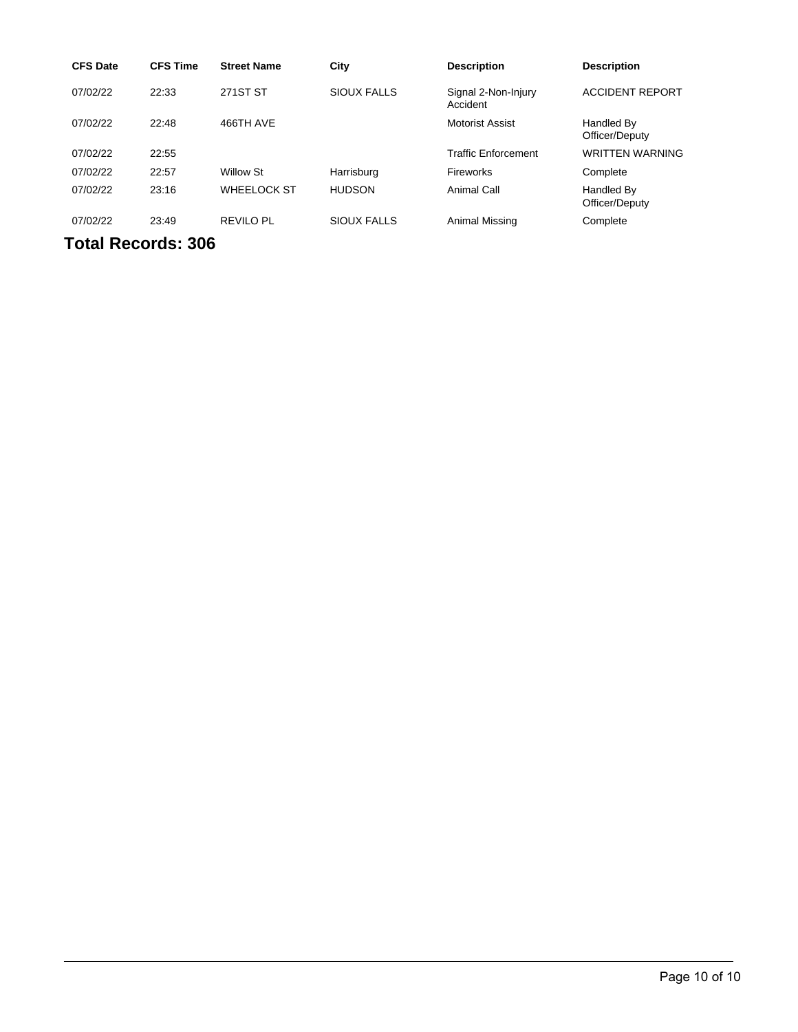| CFS Date | CFS Time | Street Name | City | Description | Description |
|---|---|---|---|---|---|
| 07/02/22 | 22:33 | 271ST ST | SIOUX FALLS | Signal 2-Non-Injury Accident | ACCIDENT REPORT |
| 07/02/22 | 22:48 | 466TH AVE | | Motorist Assist | Handled By Officer/Deputy |
| 07/02/22 | 22:55 | | | Traffic Enforcement | WRITTEN WARNING |
| 07/02/22 | 22:57 | Willow St | Harrisburg | Fireworks | Complete |
| 07/02/22 | 23:16 | WHEELOCK ST | HUDSON | Animal Call | Handled By Officer/Deputy |
| 07/02/22 | 23:49 | REVILO PL | SIOUX FALLS | Animal Missing | Complete |

**Total Records: 306**